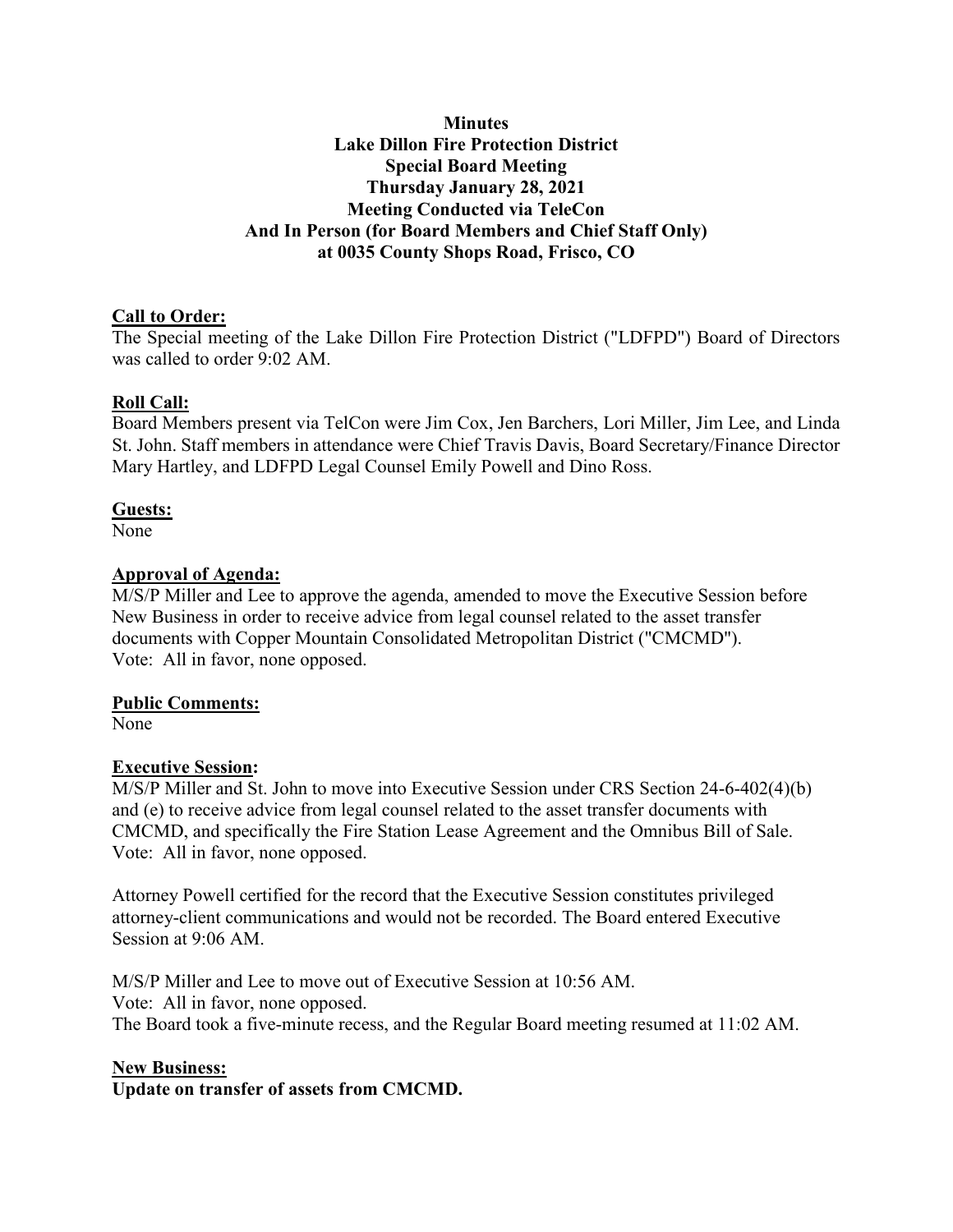**Minutes**
**Lake Dillon Fire Protection District**
**Special Board Meeting**
**Thursday January 28, 2021**
**Meeting Conducted via TeleCon**
**And In Person (for Board Members and Chief Staff Only)**
**at 0035 County Shops Road, Frisco, CO**

## Call to Order:

The Special meeting of the Lake Dillon Fire Protection District ("LDFPD") Board of Directors was called to order 9:02 AM.

## Roll Call:

Board Members present via TelCon were Jim Cox, Jen Barchers, Lori Miller, Jim Lee, and Linda St. John. Staff members in attendance were Chief Travis Davis, Board Secretary/Finance Director Mary Hartley, and LDFPD Legal Counsel Emily Powell and Dino Ross.

## Guests:

None

## Approval of Agenda:

M/S/P Miller and Lee to approve the agenda, amended to move the Executive Session before New Business in order to receive advice from legal counsel related to the asset transfer documents with Copper Mountain Consolidated Metropolitan District ("CMCMD").
Vote: All in favor, none opposed.

## Public Comments:

None

## Executive Session:

M/S/P Miller and St. John to move into Executive Session under CRS Section 24-6-402(4)(b) and (e) to receive advice from legal counsel related to the asset transfer documents with CMCMD, and specifically the Fire Station Lease Agreement and the Omnibus Bill of Sale.
Vote: All in favor, none opposed.

Attorney Powell certified for the record that the Executive Session constitutes privileged attorney-client communications and would not be recorded. The Board entered Executive Session at 9:06 AM.

M/S/P Miller and Lee to move out of Executive Session at 10:56 AM.
Vote: All in favor, none opposed.
The Board took a five-minute recess, and the Regular Board meeting resumed at 11:02 AM.

## New Business:

**Update on transfer of assets from CMCMD.**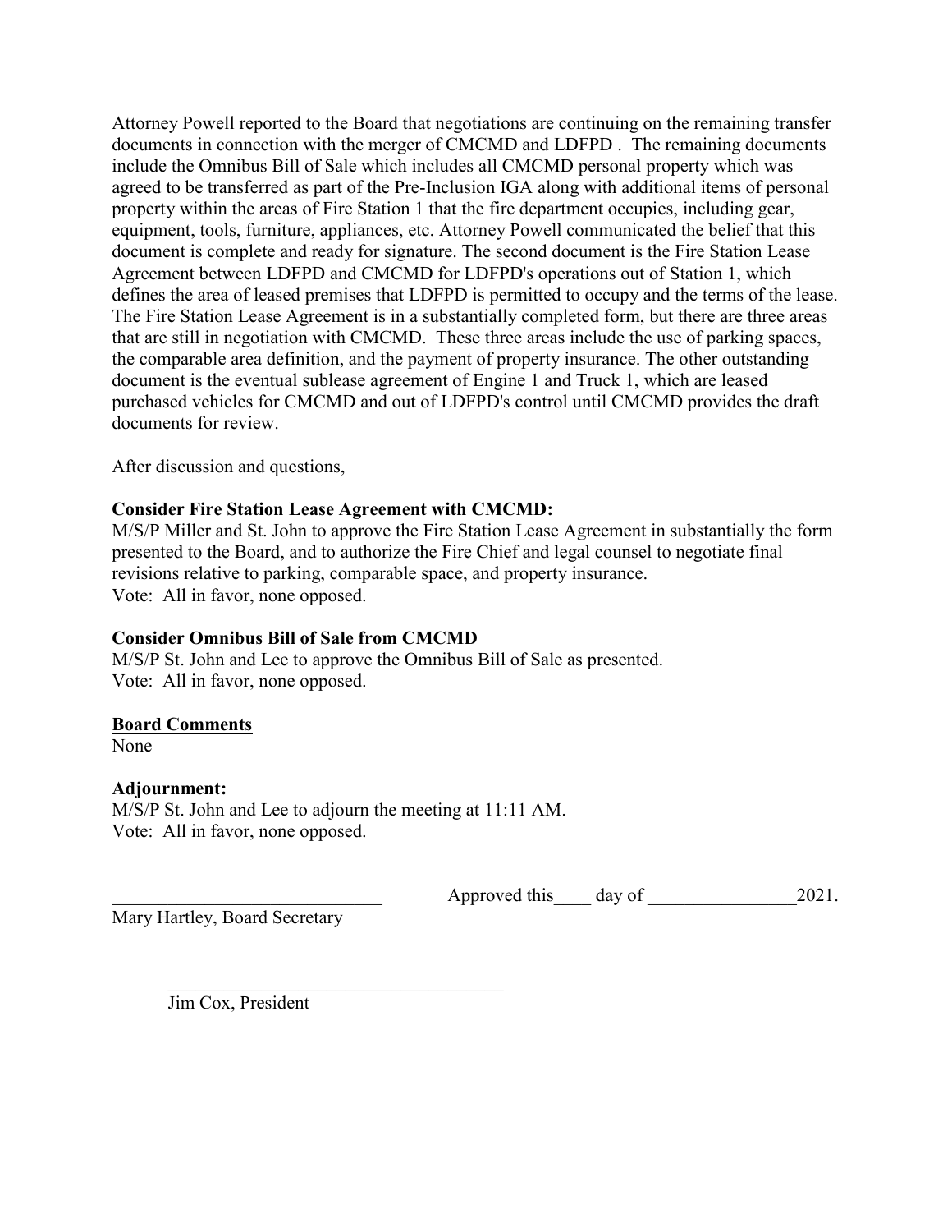Attorney Powell reported to the Board that negotiations are continuing on the remaining transfer documents in connection with the merger of CMCMD and LDFPD . The remaining documents include the Omnibus Bill of Sale which includes all CMCMD personal property which was agreed to be transferred as part of the Pre-Inclusion IGA along with additional items of personal property within the areas of Fire Station 1 that the fire department occupies, including gear, equipment, tools, furniture, appliances, etc. Attorney Powell communicated the belief that this document is complete and ready for signature. The second document is the Fire Station Lease Agreement between LDFPD and CMCMD for LDFPD's operations out of Station 1, which defines the area of leased premises that LDFPD is permitted to occupy and the terms of the lease. The Fire Station Lease Agreement is in a substantially completed form, but there are three areas that are still in negotiation with CMCMD. These three areas include the use of parking spaces, the comparable area definition, and the payment of property insurance. The other outstanding document is the eventual sublease agreement of Engine 1 and Truck 1, which are leased purchased vehicles for CMCMD and out of LDFPD's control until CMCMD provides the draft documents for review.

After discussion and questions,

**Consider Fire Station Lease Agreement with CMCMD:**
M/S/P Miller and St. John to approve the Fire Station Lease Agreement in substantially the form presented to the Board, and to authorize the Fire Chief and legal counsel to negotiate final revisions relative to parking, comparable space, and property insurance.
Vote: All in favor, none opposed.

**Consider Omnibus Bill of Sale from CMCMD**
M/S/P St. John and Lee to approve the Omnibus Bill of Sale as presented.
Vote: All in favor, none opposed.

**Board Comments**
None

**Adjournment:**
M/S/P St. John and Lee to adjourn the meeting at 11:11 AM.
Vote: All in favor, none opposed.

_____________________________ Approved this____ day of ________________2021.
Mary Hartley, Board Secretary

_____________________________________
Jim Cox, President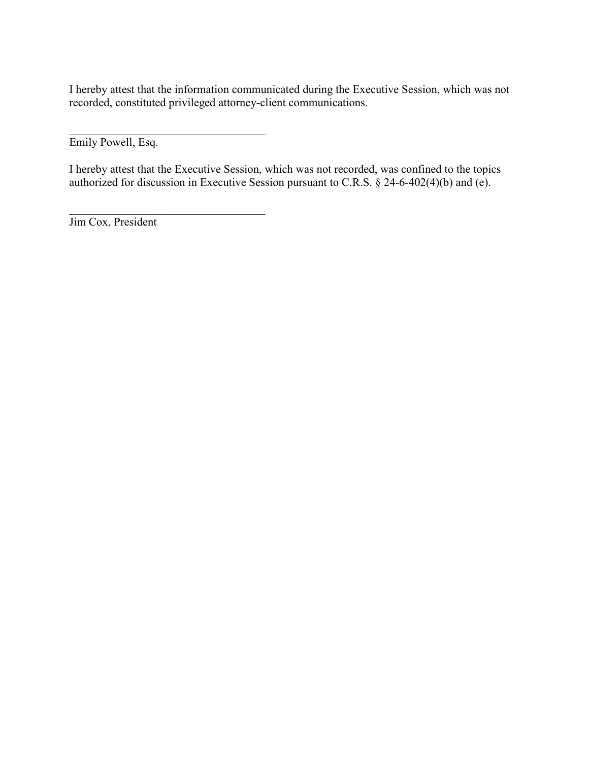I hereby attest that the information communicated during the Executive Session, which was not recorded, constituted privileged attorney-client communications.

\_\_\_\_\_\_\_\_\_\_\_\_\_\_\_\_\_\_\_\_\_\_\_\_\_\_\_\_\_\_\_\_\_\_\_

Emily Powell, Esq.

I hereby attest that the Executive Session, which was not recorded, was confined to the topics authorized for discussion in Executive Session pursuant to C.R.S. § 24-6-402(4)(b) and (e).

\_\_\_\_\_\_\_\_\_\_\_\_\_\_\_\_\_\_\_\_\_\_\_\_\_\_\_\_\_\_\_\_\_\_\_

Jim Cox, President